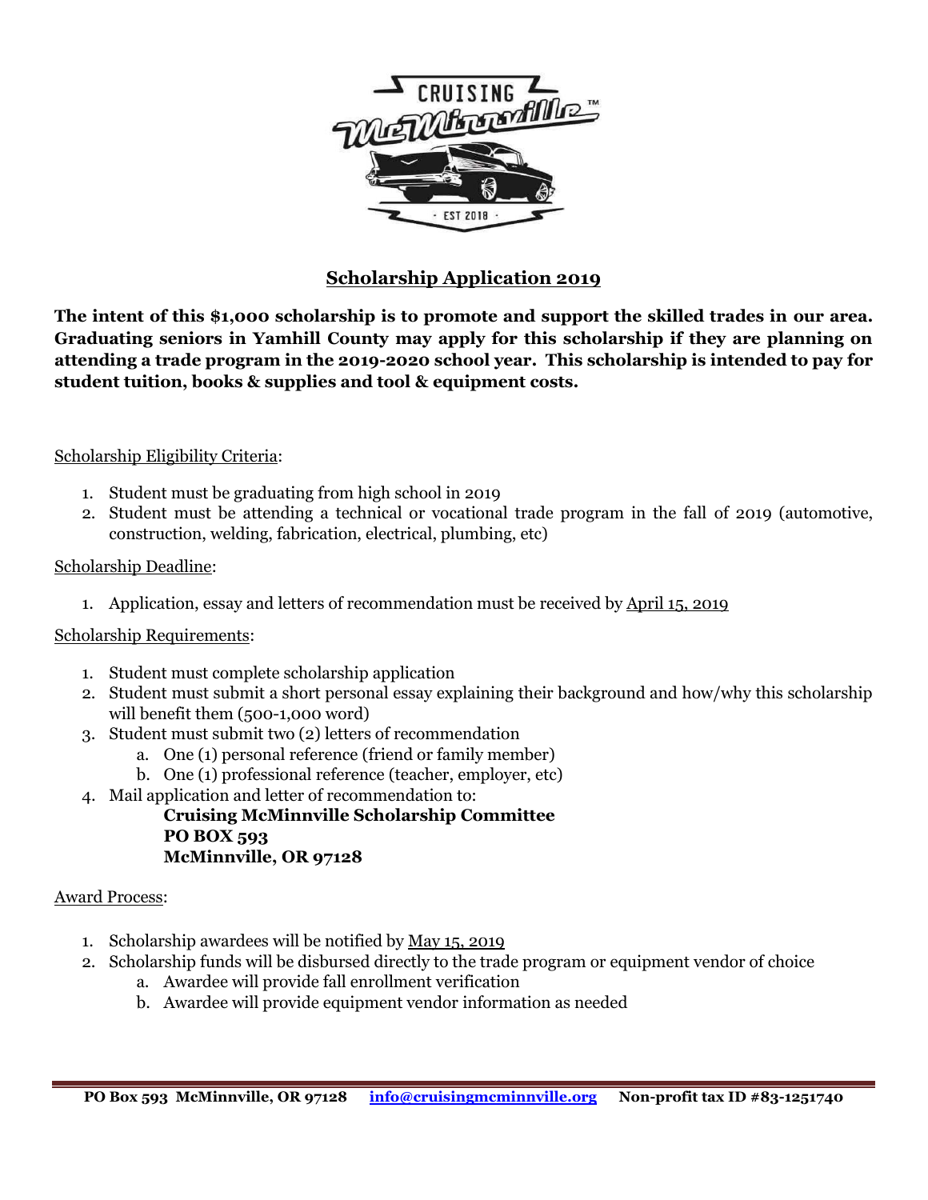# Scholarship Application 2019

**The intent of this $1,000 scholarship is to promote and support the skilled trades in our area. Graduating seniors in Yamhill County may apply for this scholarship if they are planning on attending a trade program in the 2019-2020 school year. This scholarship is intended to pay for student tuition, books & supplies and tool & equipment costs.**

Scholarship Eligibility Criteria:

1. Student must be graduating from high school in 2019
2. Student must be attending a technical or vocational trade program in the fall of 2019 (automotive, construction, welding, fabrication, electrical, plumbing, etc)

Scholarship Deadline:

1. Application, essay and letters of recommendation must be received by April 15, 2019

Scholarship Requirements:

1. Student must complete scholarship application
2. Student must submit a short personal essay explaining their background and how/why this scholarship will benefit them (500-1,000 word)
3. Student must submit two (2) letters of recommendation
   a. One (1) personal reference (friend or family member)
   b. One (1) professional reference (teacher, employer, etc)
4. Mail application and letter of recommendation to:
   **Cruising McMinnville Scholarship Committee**
   **PO BOX 593**
   **McMinnville, OR 97128**

Award Process:

1. Scholarship awardees will be notified by May 15, 2019
2. Scholarship funds will be disbursed directly to the trade program or equipment vendor of choice
   a. Awardee will provide fall enrollment verification
   b. Awardee will provide equipment vendor information as needed

**PO Box 593 McMinnville, OR 97128** **info@cruisingmcminnville.org** **Non-profit tax ID #83-1251740**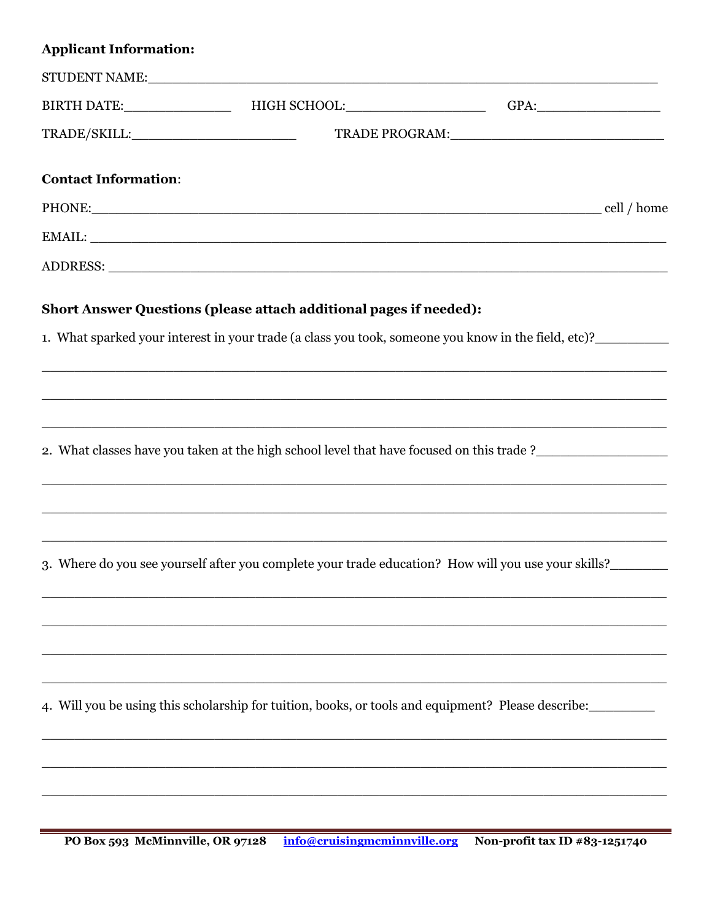**Applicant Information:**

STUDENT NAME:_______________________________________________________________

BIRTH DATE:_______________ HIGH SCHOOL:____________________ GPA:_________________

TRADE/SKILL:______________________ TRADE PROGRAM:____________________________

**Contact Information**:

PHONE:________________________________________________________________ cell / home

EMAIL: ________________________________________________________________________

ADDRESS: ______________________________________________________________________

**Short Answer Questions (please attach additional pages if needed):**

1. What sparked your interest in your trade (a class you took, someone you know in the field, etc)?__________

________________________________________________________________________________

________________________________________________________________________________

________________________________________________________________________________

2. What classes have you taken at the high school level that have focused on this trade ?_________________

________________________________________________________________________________

________________________________________________________________________________

________________________________________________________________________________

3. Where do you see yourself after you complete your trade education? How will you use your skills?________

________________________________________________________________________________

________________________________________________________________________________

________________________________________________________________________________

________________________________________________________________________________

4. Will you be using this scholarship for tuition, books, or tools and equipment? Please describe:_________

________________________________________________________________________________

________________________________________________________________________________

________________________________________________________________________________

**PO Box 593 McMinnville, OR 97128** **info@cruisingmcminnville.org** **Non-profit tax ID #83-1251740**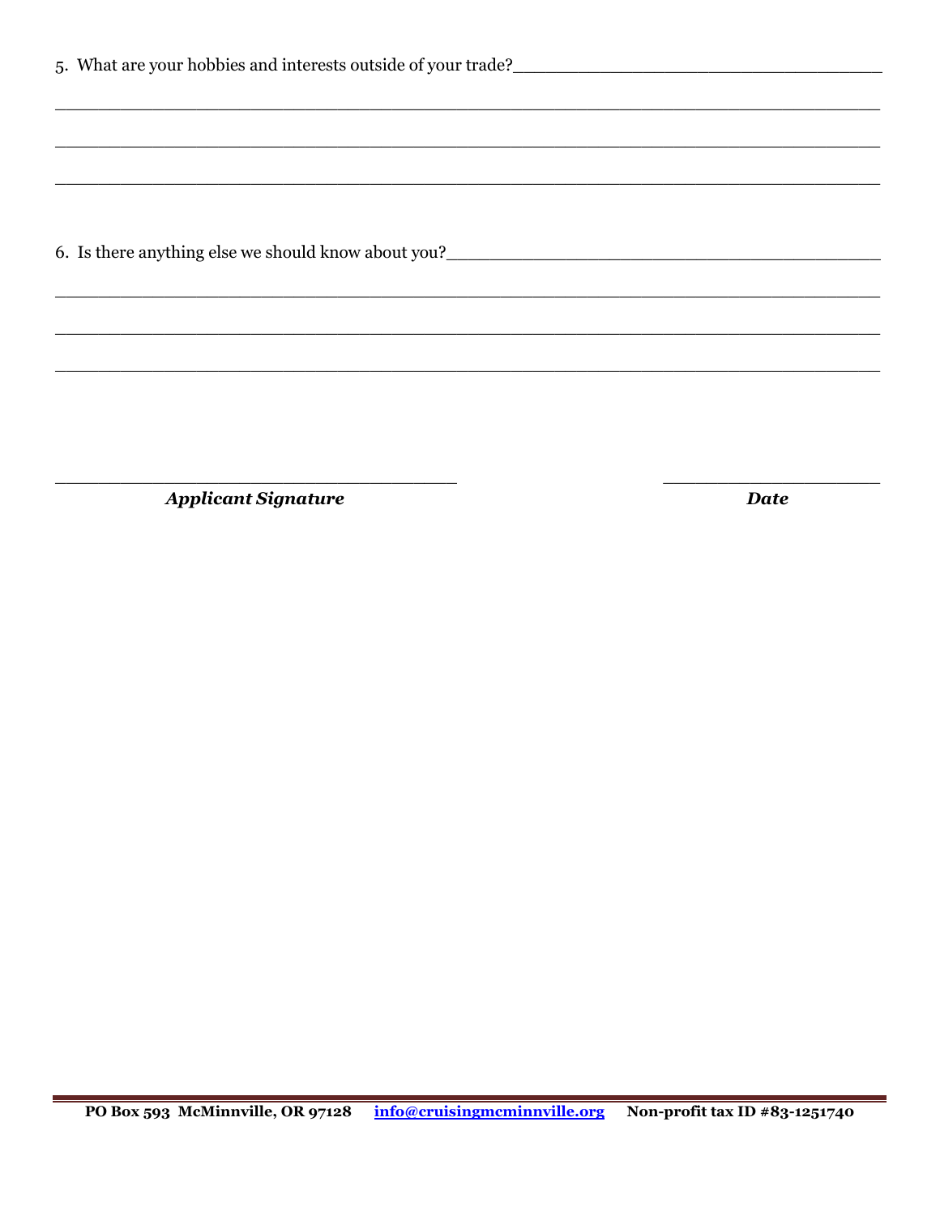5. What are your hobbies and interests outside of your trade?___________________________________

_______________________________________________________________________________

_______________________________________________________________________________

_______________________________________________________________________________

6. Is there anything else we should know about you?_________________________________________

_______________________________________________________________________________

_______________________________________________________________________________

_______________________________________________________________________________

____________________________________ ____________________

***Applicant Signature*** ***Date***

**PO Box 593 McMinnville, OR 97128** **info@cruisingmcminnville.org** **Non-profit tax ID #83-1251740**